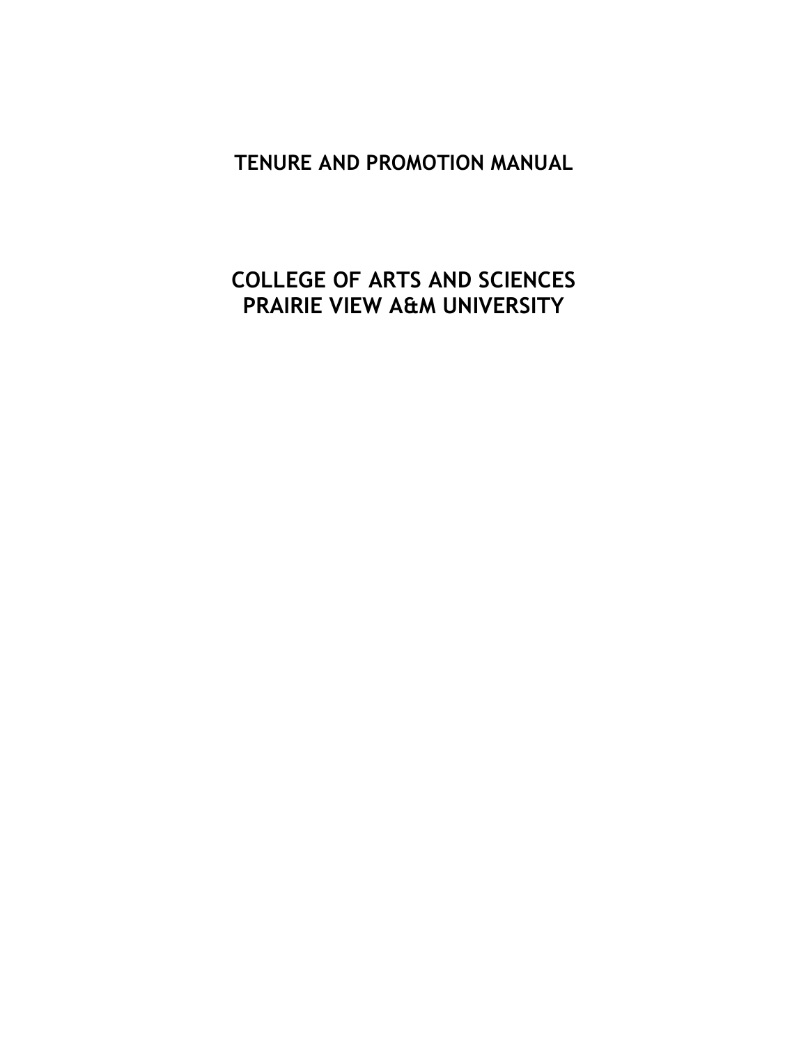# TENURE AND PROMOTION MANUAL

## COLLEGE OF ARTS AND SCIENCES
## PRAIRIE VIEW A&M UNIVERSITY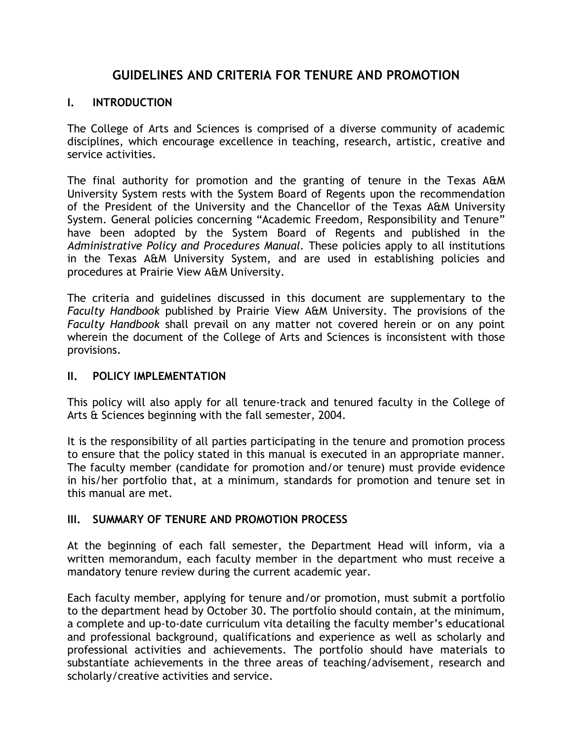# GUIDELINES AND CRITERIA FOR TENURE AND PROMOTION

## I. INTRODUCTION

The College of Arts and Sciences is comprised of a diverse community of academic disciplines, which encourage excellence in teaching, research, artistic, creative and service activities.

The final authority for promotion and the granting of tenure in the Texas A&M University System rests with the System Board of Regents upon the recommendation of the President of the University and the Chancellor of the Texas A&M University System. General policies concerning "Academic Freedom, Responsibility and Tenure" have been adopted by the System Board of Regents and published in the *Administrative Policy and Procedures Manual.* These policies apply to all institutions in the Texas A&M University System, and are used in establishing policies and procedures at Prairie View A&M University.

The criteria and guidelines discussed in this document are supplementary to the *Faculty Handbook* published by Prairie View A&M University. The provisions of the *Faculty Handbook* shall prevail on any matter not covered herein or on any point wherein the document of the College of Arts and Sciences is inconsistent with those provisions.

## II. POLICY IMPLEMENTATION

This policy will also apply for all tenure-track and tenured faculty in the College of Arts & Sciences beginning with the fall semester, 2004.

It is the responsibility of all parties participating in the tenure and promotion process to ensure that the policy stated in this manual is executed in an appropriate manner. The faculty member (candidate for promotion and/or tenure) must provide evidence in his/her portfolio that, at a minimum, standards for promotion and tenure set in this manual are met.

## III. SUMMARY OF TENURE AND PROMOTION PROCESS

At the beginning of each fall semester, the Department Head will inform, via a written memorandum, each faculty member in the department who must receive a mandatory tenure review during the current academic year.

Each faculty member, applying for tenure and/or promotion, must submit a portfolio to the department head by October 30. The portfolio should contain, at the minimum, a complete and up-to-date curriculum vita detailing the faculty member's educational and professional background, qualifications and experience as well as scholarly and professional activities and achievements. The portfolio should have materials to substantiate achievements in the three areas of teaching/advisement, research and scholarly/creative activities and service.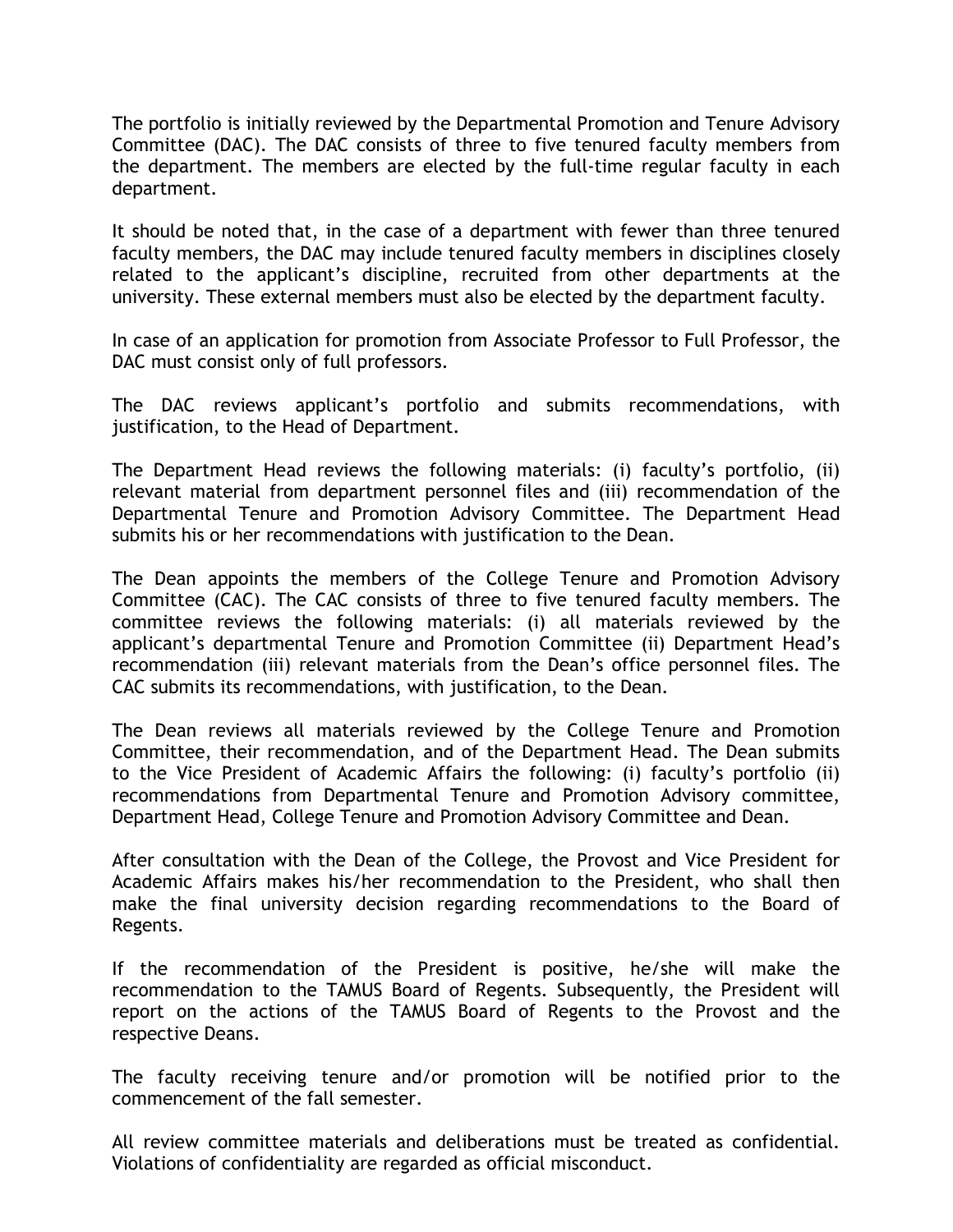The portfolio is initially reviewed by the Departmental Promotion and Tenure Advisory Committee (DAC). The DAC consists of three to five tenured faculty members from the department. The members are elected by the full-time regular faculty in each department.

It should be noted that, in the case of a department with fewer than three tenured faculty members, the DAC may include tenured faculty members in disciplines closely related to the applicant's discipline, recruited from other departments at the university. These external members must also be elected by the department faculty.

In case of an application for promotion from Associate Professor to Full Professor, the DAC must consist only of full professors.

The DAC reviews applicant's portfolio and submits recommendations, with justification, to the Head of Department.

The Department Head reviews the following materials: (i) faculty's portfolio, (ii) relevant material from department personnel files and (iii) recommendation of the Departmental Tenure and Promotion Advisory Committee. The Department Head submits his or her recommendations with justification to the Dean.

The Dean appoints the members of the College Tenure and Promotion Advisory Committee (CAC). The CAC consists of three to five tenured faculty members. The committee reviews the following materials: (i) all materials reviewed by the applicant's departmental Tenure and Promotion Committee (ii) Department Head's recommendation (iii) relevant materials from the Dean's office personnel files. The CAC submits its recommendations, with justification, to the Dean.

The Dean reviews all materials reviewed by the College Tenure and Promotion Committee, their recommendation, and of the Department Head. The Dean submits to the Vice President of Academic Affairs the following: (i) faculty's portfolio (ii) recommendations from Departmental Tenure and Promotion Advisory committee, Department Head, College Tenure and Promotion Advisory Committee and Dean.

After consultation with the Dean of the College, the Provost and Vice President for Academic Affairs makes his/her recommendation to the President, who shall then make the final university decision regarding recommendations to the Board of Regents.

If the recommendation of the President is positive, he/she will make the recommendation to the TAMUS Board of Regents. Subsequently, the President will report on the actions of the TAMUS Board of Regents to the Provost and the respective Deans.

The faculty receiving tenure and/or promotion will be notified prior to the commencement of the fall semester.

All review committee materials and deliberations must be treated as confidential. Violations of confidentiality are regarded as official misconduct.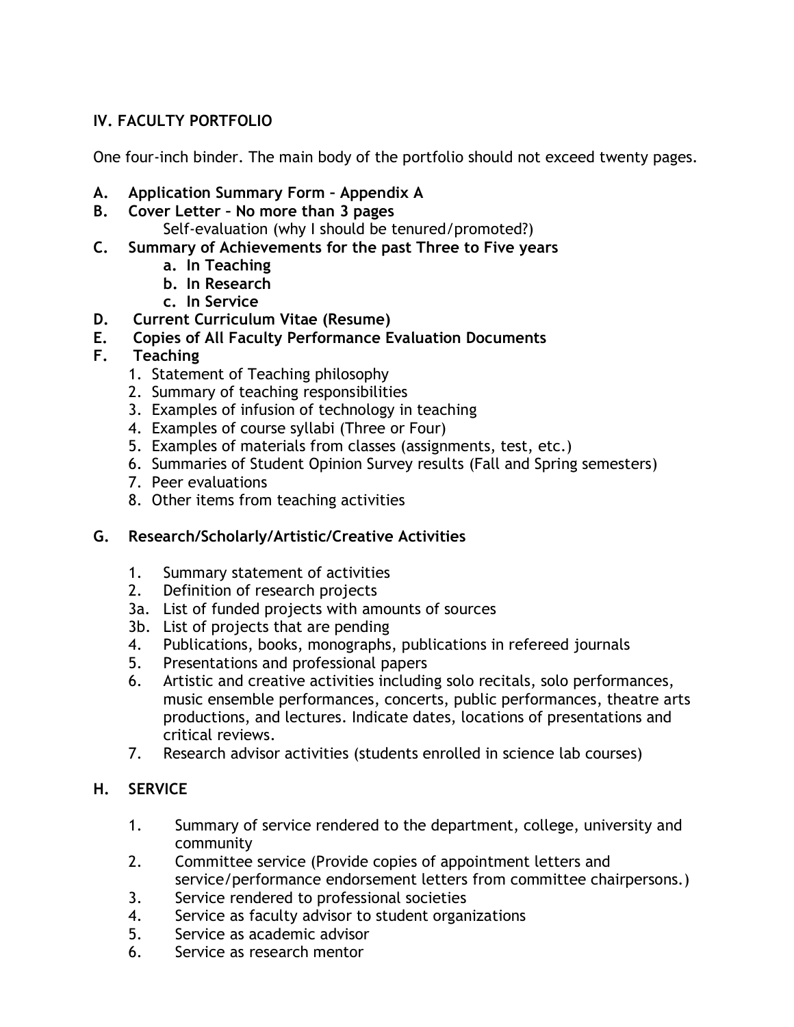## IV. FACULTY PORTFOLIO

One four-inch binder. The main body of the portfolio should not exceed twenty pages.

**A. Application Summary Form – Appendix A**

**B. Cover Letter – No more than 3 pages**

Self-evaluation (why I should be tenured/promoted?)

**C. Summary of Achievements for the past Three to Five years**

- **a. In Teaching**
- **b. In Research**
- **c. In Service**

**D. Current Curriculum Vitae (Resume)**

**E. Copies of All Faculty Performance Evaluation Documents**

**F. Teaching**

1. Statement of Teaching philosophy
2. Summary of teaching responsibilities
3. Examples of infusion of technology in teaching
4. Examples of course syllabi (Three or Four)
5. Examples of materials from classes (assignments, test, etc.)
6. Summaries of Student Opinion Survey results (Fall and Spring semesters)
7. Peer evaluations
8. Other items from teaching activities

**G. Research/Scholarly/Artistic/Creative Activities**

- 1. Summary statement of activities
- 2. Definition of research projects
- 3a. List of funded projects with amounts of sources
- 3b. List of projects that are pending
- 4. Publications, books, monographs, publications in refereed journals
- 5. Presentations and professional papers
- 6. Artistic and creative activities including solo recitals, solo performances, music ensemble performances, concerts, public performances, theatre arts productions, and lectures. Indicate dates, locations of presentations and critical reviews.
- 7. Research advisor activities (students enrolled in science lab courses)

**H. SERVICE**

1. Summary of service rendered to the department, college, university and community
2. Committee service (Provide copies of appointment letters and service/performance endorsement letters from committee chairpersons.)
3. Service rendered to professional societies
4. Service as faculty advisor to student organizations
5. Service as academic advisor
6. Service as research mentor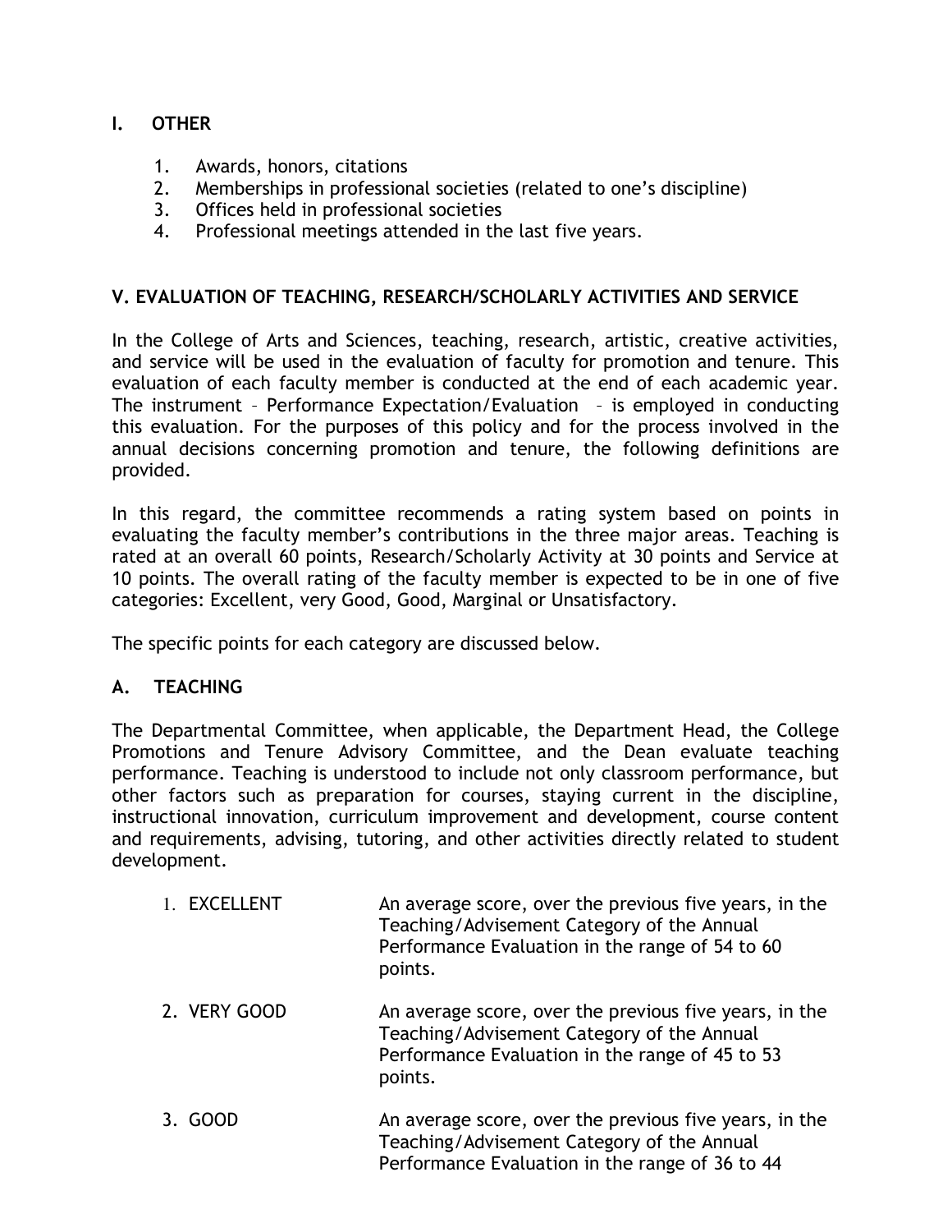## I. OTHER

1. Awards, honors, citations
2. Memberships in professional societies (related to one's discipline)
3. Offices held in professional societies
4. Professional meetings attended in the last five years.

## V. EVALUATION OF TEACHING, RESEARCH/SCHOLARLY ACTIVITIES AND SERVICE

In the College of Arts and Sciences, teaching, research, artistic, creative activities, and service will be used in the evaluation of faculty for promotion and tenure. This evaluation of each faculty member is conducted at the end of each academic year. The instrument – Performance Expectation/Evaluation – is employed in conducting this evaluation. For the purposes of this policy and for the process involved in the annual decisions concerning promotion and tenure, the following definitions are provided.

In this regard, the committee recommends a rating system based on points in evaluating the faculty member's contributions in the three major areas. Teaching is rated at an overall 60 points, Research/Scholarly Activity at 30 points and Service at 10 points. The overall rating of the faculty member is expected to be in one of five categories: Excellent, very Good, Good, Marginal or Unsatisfactory.

The specific points for each category are discussed below.

### A. TEACHING

The Departmental Committee, when applicable, the Department Head, the College Promotions and Tenure Advisory Committee, and the Dean evaluate teaching performance. Teaching is understood to include not only classroom performance, but other factors such as preparation for courses, staying current in the discipline, instructional innovation, curriculum improvement and development, course content and requirements, advising, tutoring, and other activities directly related to student development.

| | |
|---|---|
| 1. EXCELLENT | An average score, over the previous five years, in the Teaching/Advisement Category of the Annual Performance Evaluation in the range of 54 to 60 points. |
| 2. VERY GOOD | An average score, over the previous five years, in the Teaching/Advisement Category of the Annual Performance Evaluation in the range of 45 to 53 points. |
| 3. GOOD | An average score, over the previous five years, in the Teaching/Advisement Category of the Annual Performance Evaluation in the range of 36 to 44 |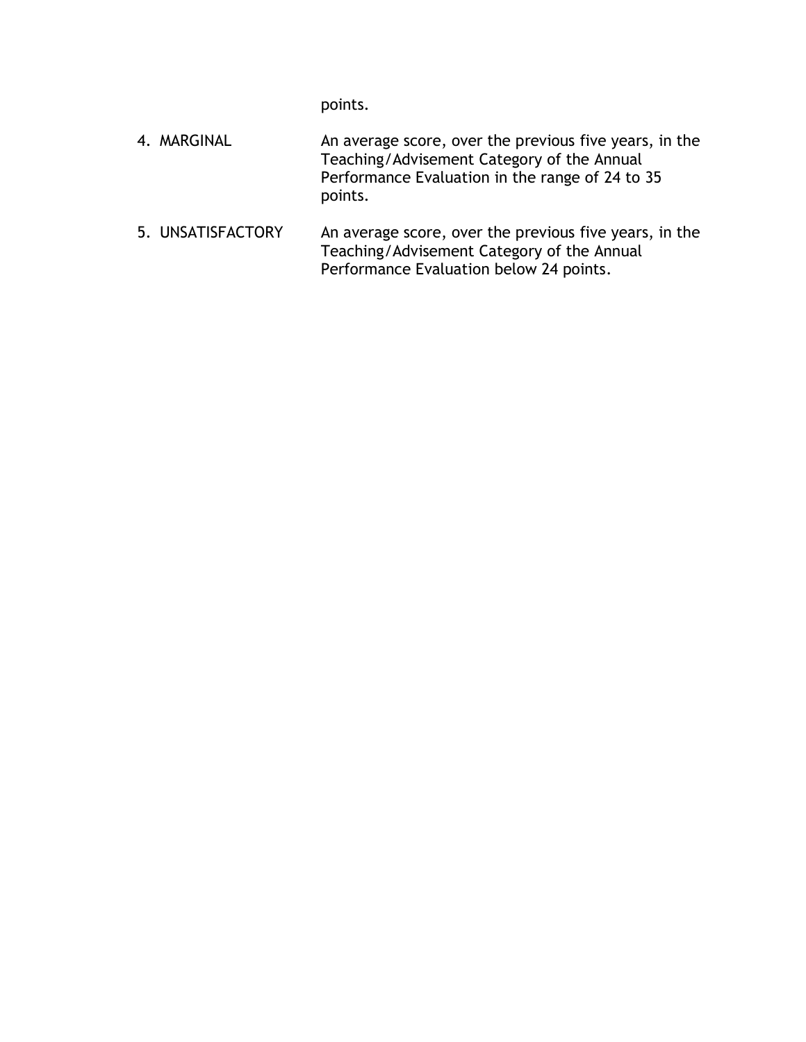points.

4. MARGINAL — An average score, over the previous five years, in the Teaching/Advisement Category of the Annual Performance Evaluation in the range of 24 to 35 points.

5. UNSATISFACTORY — An average score, over the previous five years, in the Teaching/Advisement Category of the Annual Performance Evaluation below 24 points.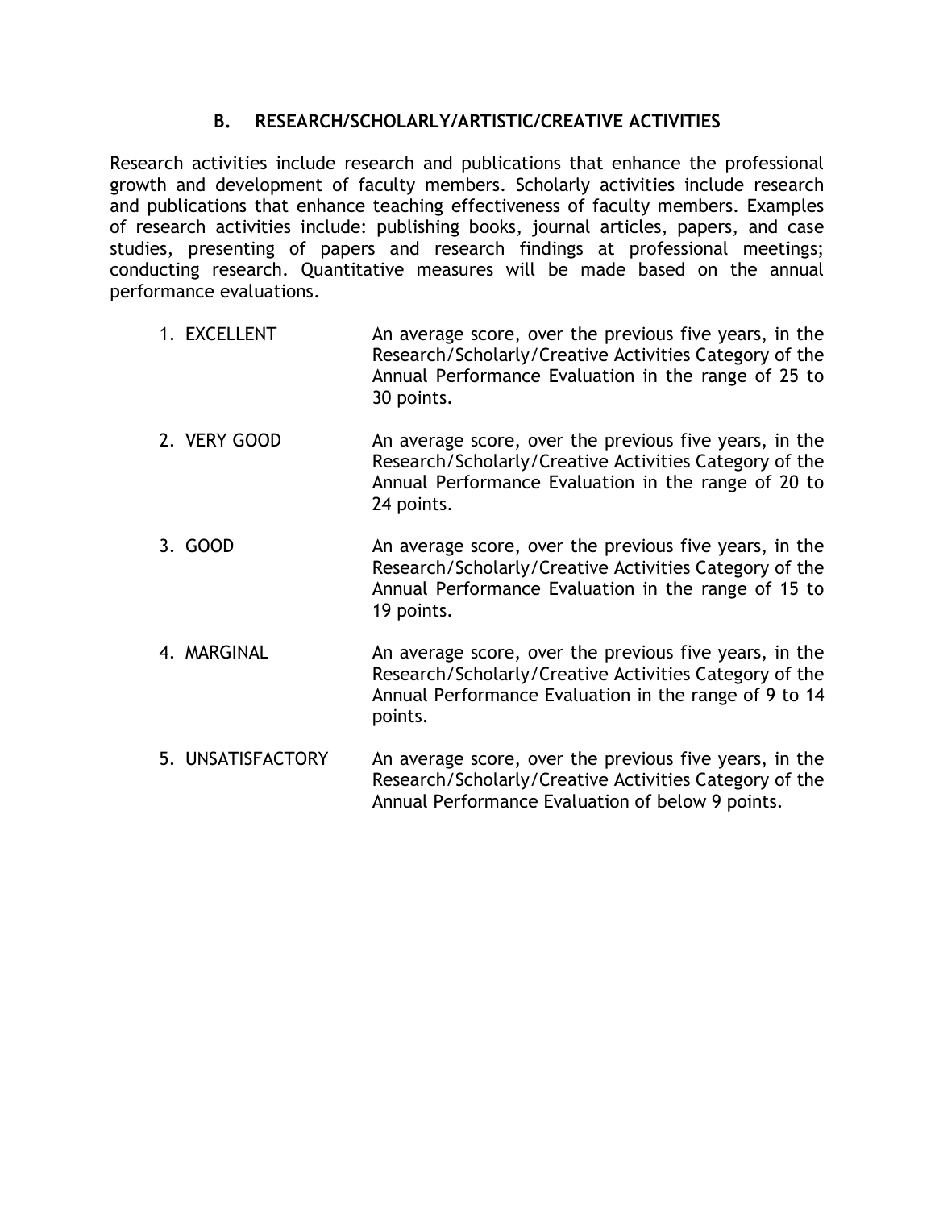### B. RESEARCH/SCHOLARLY/ARTISTIC/CREATIVE ACTIVITIES

Research activities include research and publications that enhance the professional growth and development of faculty members. Scholarly activities include research and publications that enhance teaching effectiveness of faculty members. Examples of research activities include: publishing books, journal articles, papers, and case studies, presenting of papers and research findings at professional meetings; conducting research. Quantitative measures will be made based on the annual performance evaluations.

1. EXCELLENT — An average score, over the previous five years, in the Research/Scholarly/Creative Activities Category of the Annual Performance Evaluation in the range of 25 to 30 points.

2. VERY GOOD — An average score, over the previous five years, in the Research/Scholarly/Creative Activities Category of the Annual Performance Evaluation in the range of 20 to 24 points.

3. GOOD — An average score, over the previous five years, in the Research/Scholarly/Creative Activities Category of the Annual Performance Evaluation in the range of 15 to 19 points.

4. MARGINAL — An average score, over the previous five years, in the Research/Scholarly/Creative Activities Category of the Annual Performance Evaluation in the range of 9 to 14 points.

5. UNSATISFACTORY — An average score, over the previous five years, in the Research/Scholarly/Creative Activities Category of the Annual Performance Evaluation of below 9 points.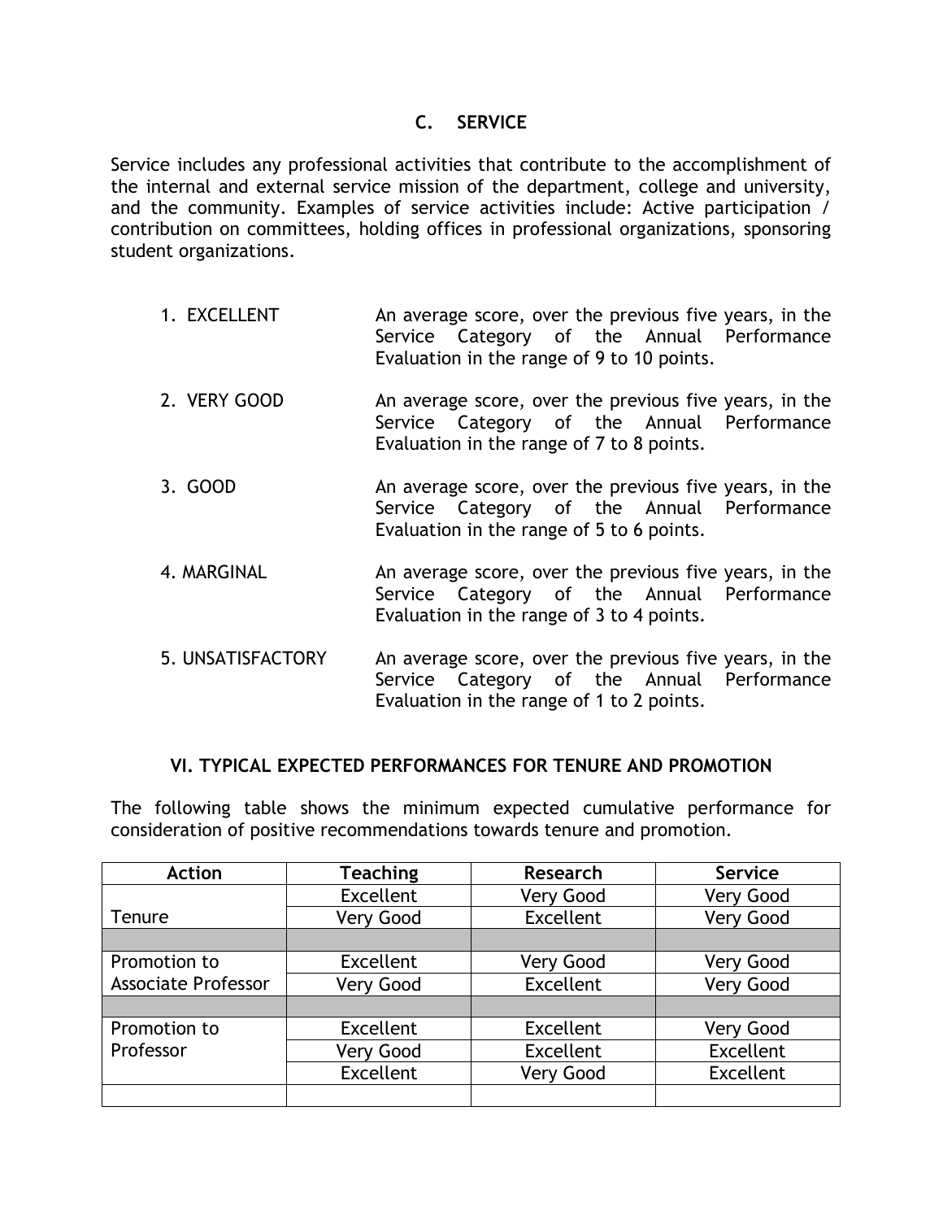### C. SERVICE

Service includes any professional activities that contribute to the accomplishment of the internal and external service mission of the department, college and university, and the community. Examples of service activities include: Active participation / contribution on committees, holding offices in professional organizations, sponsoring student organizations.

1. EXCELLENT — An average score, over the previous five years, in the Service Category of the Annual Performance Evaluation in the range of 9 to 10 points.

2. VERY GOOD — An average score, over the previous five years, in the Service Category of the Annual Performance Evaluation in the range of 7 to 8 points.

3. GOOD — An average score, over the previous five years, in the Service Category of the Annual Performance Evaluation in the range of 5 to 6 points.

4. MARGINAL — An average score, over the previous five years, in the Service Category of the Annual Performance Evaluation in the range of 3 to 4 points.

5. UNSATISFACTORY — An average score, over the previous five years, in the Service Category of the Annual Performance Evaluation in the range of 1 to 2 points.

## VI. TYPICAL EXPECTED PERFORMANCES FOR TENURE AND PROMOTION

The following table shows the minimum expected cumulative performance for consideration of positive recommendations towards tenure and promotion.

| Action | Teaching | Research | Service |
|---|---|---|---|
| Tenure | Excellent | Very Good | Very Good |
| | Very Good | Excellent | Very Good |
| | | | |
| Promotion to Associate Professor | Excellent | Very Good | Very Good |
| | Very Good | Excellent | Very Good |
| | | | |
| Promotion to Professor | Excellent | Excellent | Very Good |
| | Very Good | Excellent | Excellent |
| | Excellent | Very Good | Excellent |
| | | | |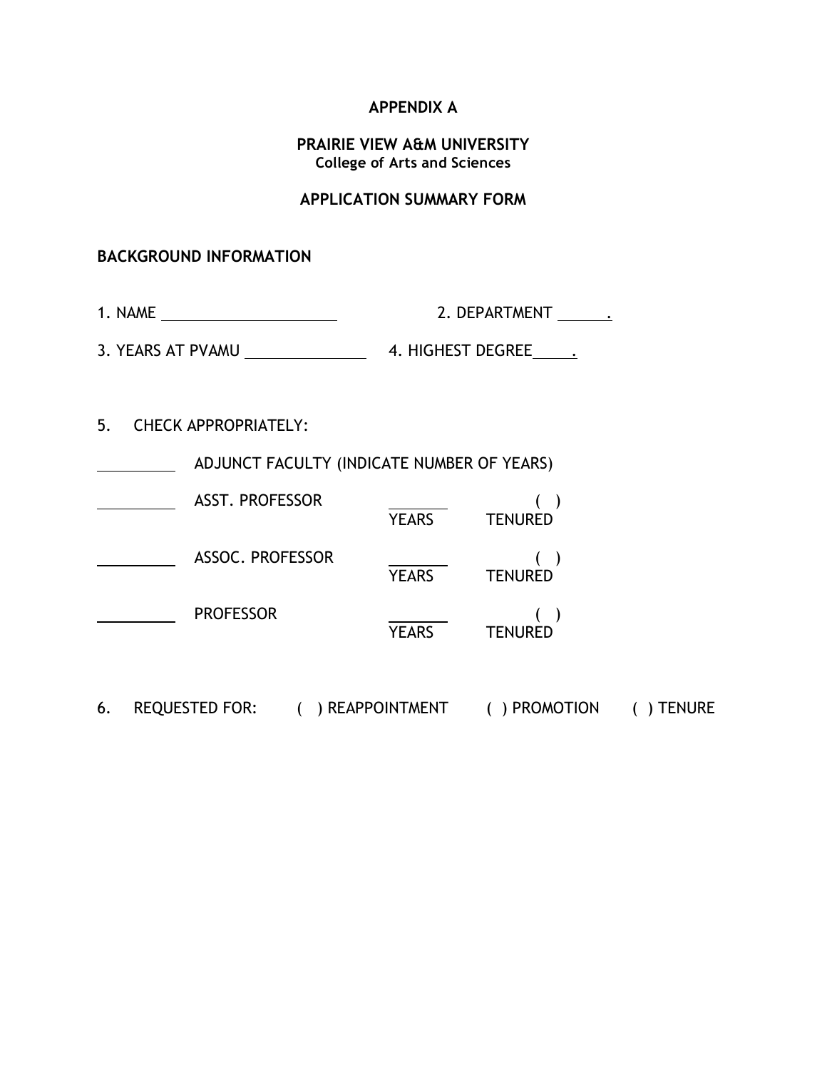# APPENDIX A

## PRAIRIE VIEW A&M UNIVERSITY

**College of Arts and Sciences**

## APPLICATION SUMMARY FORM

**BACKGROUND INFORMATION**

1. NAME ______________________ 2. DEPARTMENT ______.

3. YEARS AT PVAMU ______________ 4. HIGHEST DEGREE_____.

5. CHECK APPROPRIATELY:

| | | | |
|---|---|---|---|
| ________ | ADJUNCT FACULTY (INDICATE NUMBER OF YEARS) | | |
| ________ | ASST. PROFESSOR | ______ YEARS | ( ) TENURED |
| ________ | ASSOC. PROFESSOR | ______ YEARS | ( ) TENURED |
| ________ | PROFESSOR | ______ YEARS | ( ) TENURED |

6. REQUESTED FOR: ( ) REAPPOINTMENT ( ) PROMOTION ( ) TENURE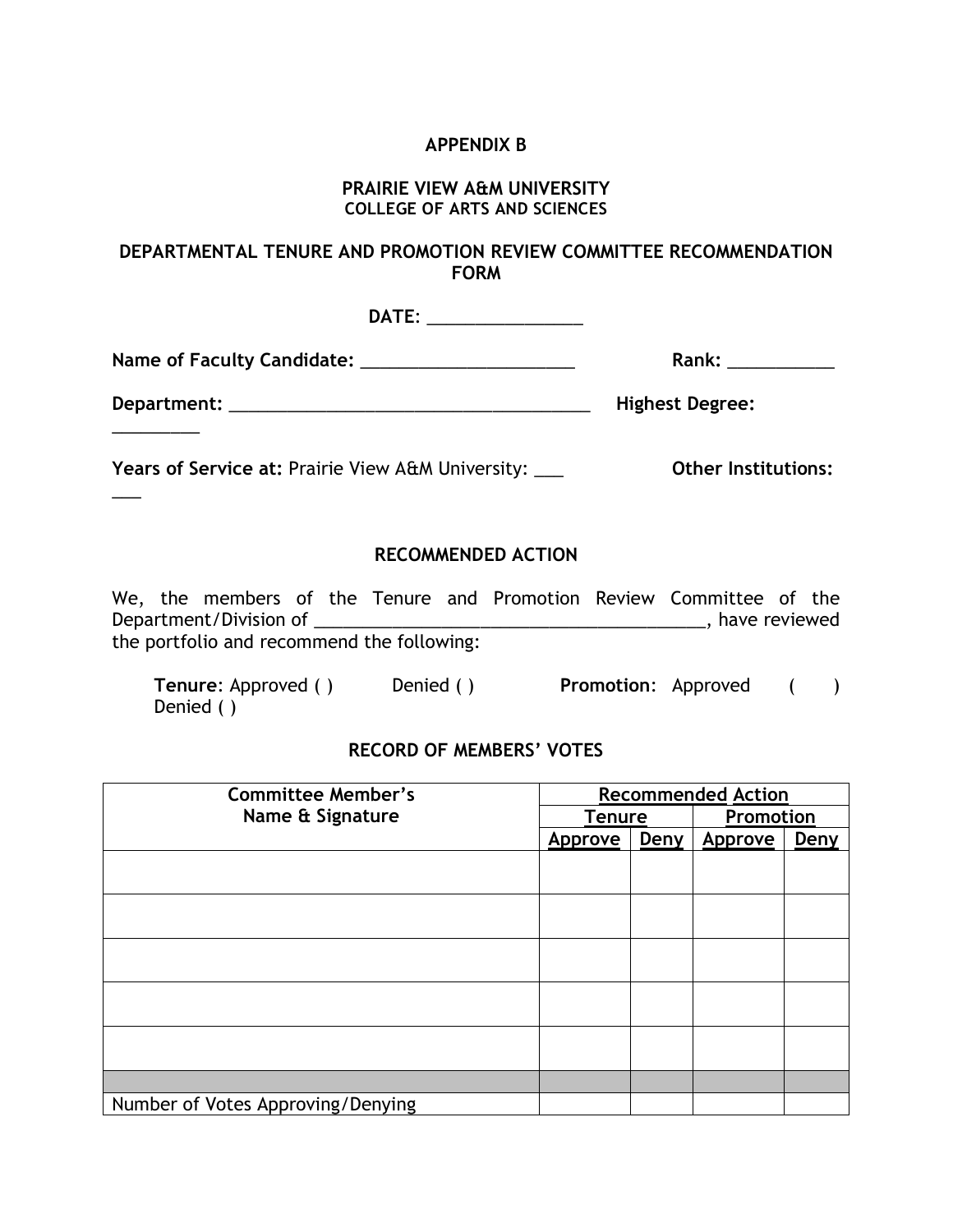**APPENDIX B**

**PRAIRIE VIEW A&M UNIVERSITY**
**COLLEGE OF ARTS AND SCIENCES**

**DEPARTMENTAL TENURE AND PROMOTION REVIEW COMMITTEE RECOMMENDATION FORM**

**DATE**: ________________

**Name of Faculty Candidate:** ______________________ **Rank:** ___________

**Department:** ______________________________________ **Highest Degree:** _________

**Years of Service at:** Prairie View A&M University: ___ **Other Institutions:** ___

**RECOMMENDED ACTION**

We, the members of the Tenure and Promotion Review Committee of the Department/Division of ________________________________________, have reviewed the portfolio and recommend the following:

**Tenure**: Approved ( ) Denied ( ) **Promotion**: Approved ( ) Denied ( )

**RECORD OF MEMBERS' VOTES**

| Committee Member's Name & Signature | Recommended Action | | | |
|---|---|---|---|---|
| | Tenure | | Promotion | |
| | Approve | Deny | Approve | Deny |
| | | | | |
| | | | | |
| | | | | |
| | | | | |
| | | | | |
| | | | | |
| Number of Votes Approving/Denying | | | | |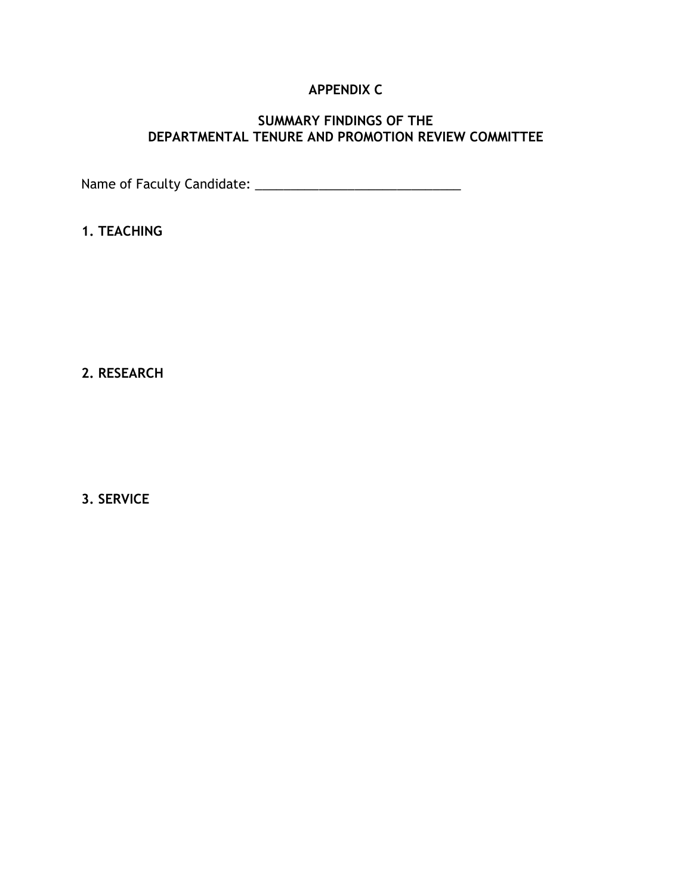# APPENDIX C

## SUMMARY FINDINGS OF THE DEPARTMENTAL TENURE AND PROMOTION REVIEW COMMITTEE

Name of Faculty Candidate: ______________________________

**1. TEACHING**

**2. RESEARCH**

**3. SERVICE**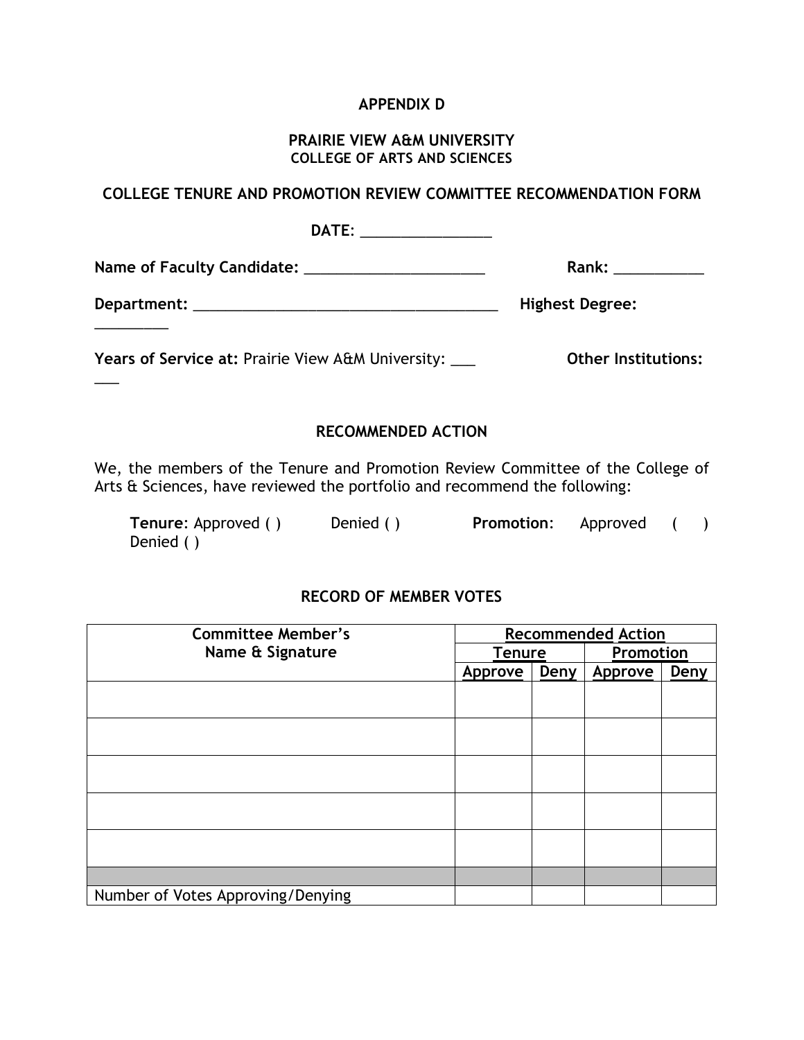**APPENDIX D**

**PRAIRIE VIEW A&M UNIVERSITY**
**COLLEGE OF ARTS AND SCIENCES**

**COLLEGE TENURE AND PROMOTION REVIEW COMMITTEE RECOMMENDATION FORM**

**DATE**: ________________

**Name of Faculty Candidate:** ______________________ **Rank:** ___________

**Department:** ______________________________________ **Highest Degree:** _________

**Years of Service at:** Prairie View A&M University: ___ **Other Institutions:** ___

**RECOMMENDED ACTION**

We, the members of the Tenure and Promotion Review Committee of the College of Arts & Sciences, have reviewed the portfolio and recommend the following:

**Tenure**: Approved ( ) Denied ( ) **Promotion**: Approved ( ) Denied ( )

**RECORD OF MEMBER VOTES**

| Committee Member's Name & Signature | Recommended Action | | | |
|---|---|---|---|---|
| | Tenure | | Promotion | |
| | Approve | Deny | Approve | Deny |
| | | | | |
| | | | | |
| | | | | |
| | | | | |
| | | | | |
| | | | | |
| Number of Votes Approving/Denying | | | | |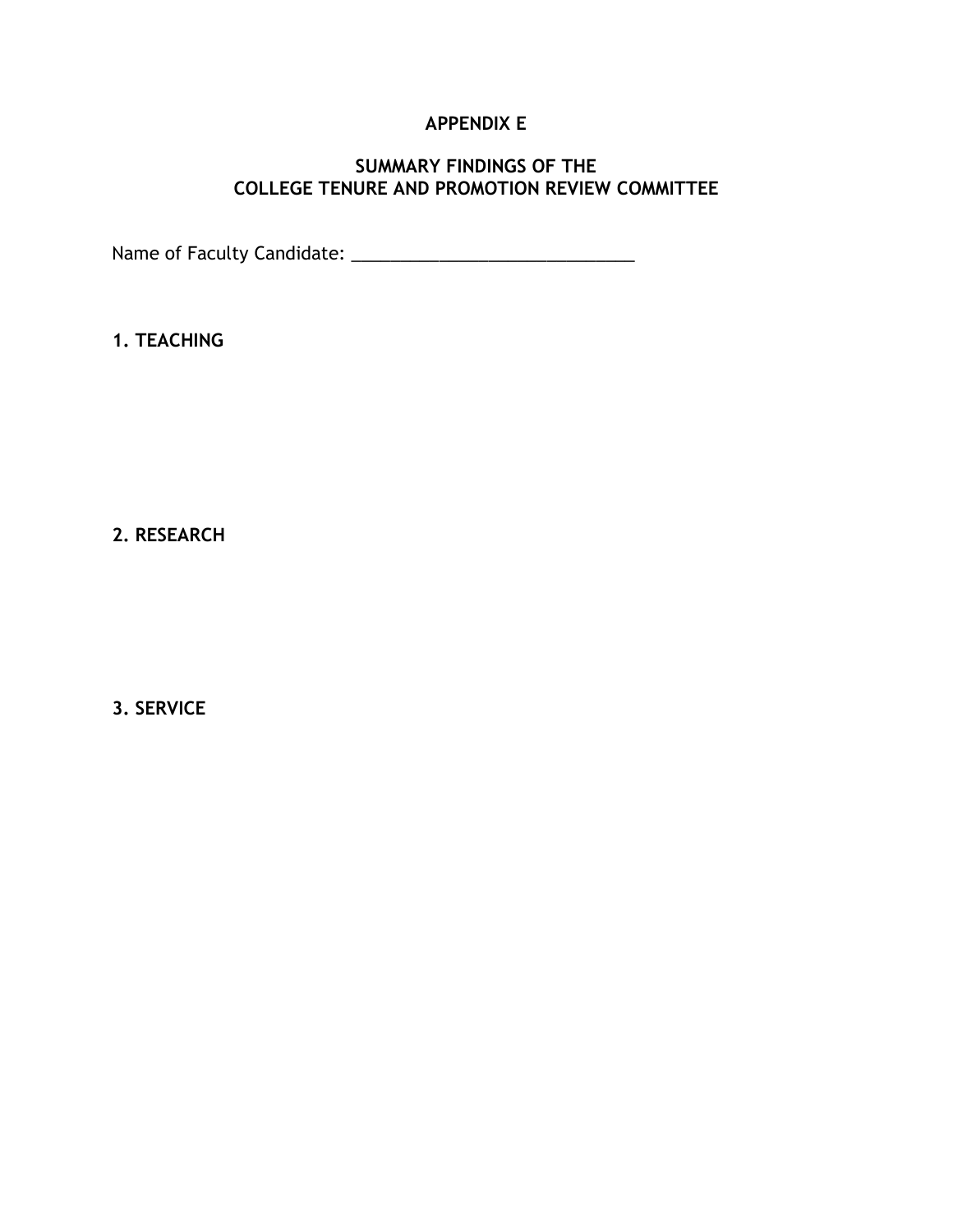# APPENDIX E

## SUMMARY FINDINGS OF THE COLLEGE TENURE AND PROMOTION REVIEW COMMITTEE

Name of Faculty Candidate: ______________________________

**1. TEACHING**

**2. RESEARCH**

**3. SERVICE**